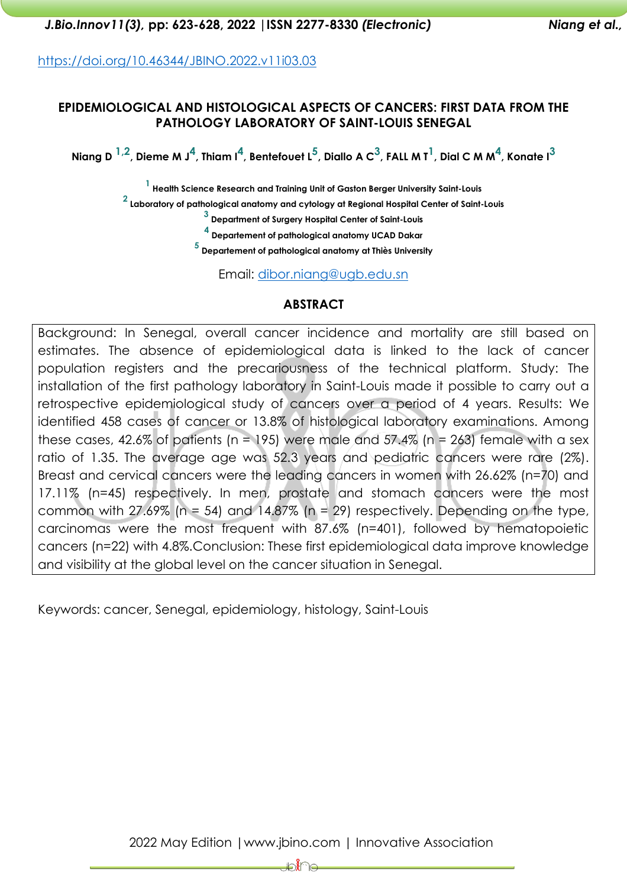https://doi.org/10.46344/JBINO.2022.v11i03.03

# EPIDEMIOLOGICAL AND HISTOLOGICAL ASPECTS OF CANCERS: FIRST DATA FROM THE PATHOLOGY LABORATORY OF SAINT-LOUIS SENEGAL

**Niang D [1,2], Dieme M J[4], Thiam I[4], Bentefouet L[5], Diallo A C[3], FALL M T[1], Dial C M M[4], Konate I[3]**

[1] Health Science Research and Training Unit of Gaston Berger University Saint-Louis

[2] Laboratory of pathological anatomy and cytology at Regional Hospital Center of Saint-Louis

[3] Department of Surgery Hospital Center of Saint-Louis

[4] Departement of pathological anatomy UCAD Dakar

[5] Departement of pathological anatomy at Thiès University

Email: dibor.niang@ugb.edu.sn

## ABSTRACT

Background: In Senegal, overall cancer incidence and mortality are still based on estimates. The absence of epidemiological data is linked to the lack of cancer population registers and the precariousness of the technical platform. Study: The installation of the first pathology laboratory in Saint-Louis made it possible to carry out a retrospective epidemiological study of cancers over a period of 4 years. Results: We identified 458 cases of cancer or 13.8% of histological laboratory examinations. Among these cases, 42.6% of patients (n = 195) were male and 57.4% (n = 263) female with a sex ratio of 1.35. The average age was 52.3 years and pediatric cancers were rare (2%). Breast and cervical cancers were the leading cancers in women with 26.62% (n=70) and 17.11% (n=45) respectively. In men, prostate and stomach cancers were the most common with 27.69% (n = 54) and 14.87% (n = 29) respectively. Depending on the type, carcinomas were the most frequent with 87.6% (n=401), followed by hematopoietic cancers (n=22) with 4.8%.Conclusion: These first epidemiological data improve knowledge and visibility at the global level on the cancer situation in Senegal.

Keywords: cancer, Senegal, epidemiology, histology, Saint-Louis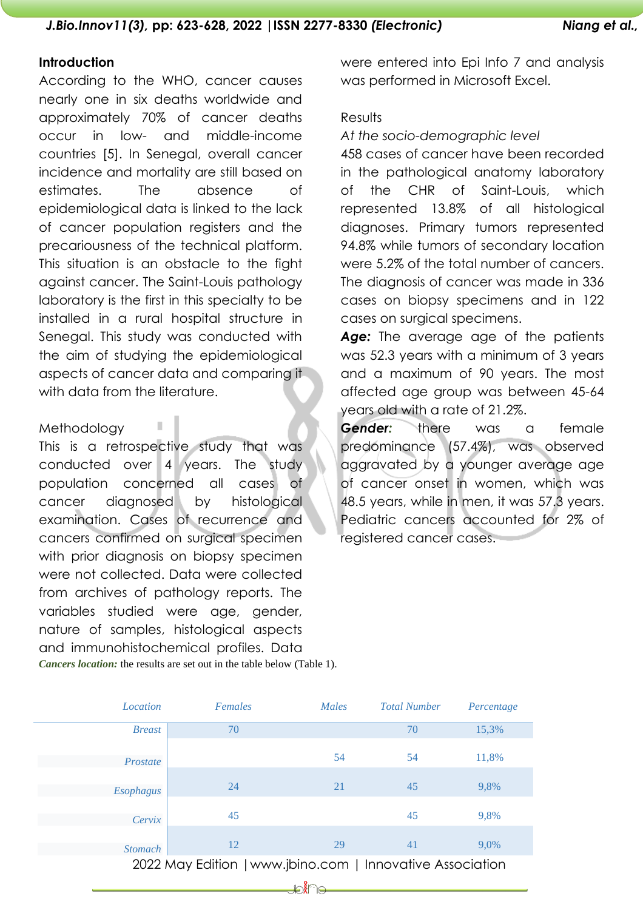## Introduction

According to the WHO, cancer causes nearly one in six deaths worldwide and approximately 70% of cancer deaths occur in low- and middle-income countries [5]. In Senegal, overall cancer incidence and mortality are still based on estimates. The absence of epidemiological data is linked to the lack of cancer population registers and the precariousness of the technical platform. This situation is an obstacle to the fight against cancer. The Saint-Louis pathology laboratory is the first in this specialty to be installed in a rural hospital structure in Senegal. This study was conducted with the aim of studying the epidemiological aspects of cancer data and comparing it with data from the literature.

## Methodology

This is a retrospective study that was conducted over 4 years. The study population concerned all cases of cancer diagnosed by histological examination. Cases of recurrence and cancers confirmed on surgical specimen with prior diagnosis on biopsy specimen were not collected. Data were collected from archives of pathology reports. The variables studied were age, gender, nature of samples, histological aspects and immunohistochemical profiles. Data were entered into Epi Info 7 and analysis was performed in Microsoft Excel.

## Results

*At the socio-demographic level*

458 cases of cancer have been recorded in the pathological anatomy laboratory of the CHR of Saint-Louis, which represented 13.8% of all histological diagnoses. Primary tumors represented 94.8% while tumors of secondary location were 5.2% of the total number of cancers. The diagnosis of cancer was made in 336 cases on biopsy specimens and in 122 cases on surgical specimens.

***Age:*** The average age of the patients was 52.3 years with a minimum of 3 years and a maximum of 90 years. The most affected age group was between 45-64 years old with a rate of 21.2%.

***Gender:*** there was a female predominance (57.4%), was observed aggravated by a younger average age of cancer onset in women, which was 48.5 years, while in men, it was 57.3 years. Pediatric cancers accounted for 2% of registered cancer cases.

***Cancers location:*** the results are set out in the table below (Table 1).

| Location | Females | Males | Total Number | Percentage |
|---|---|---|---|---|
| Breast | 70 | | 70 | 15,3% |
| Prostate | | 54 | 54 | 11,8% |
| Esophagus | 24 | 21 | 45 | 9,8% |
| Cervix | 45 | | 45 | 9,8% |
| Stomach | 12 | 29 | 41 | 9,0% |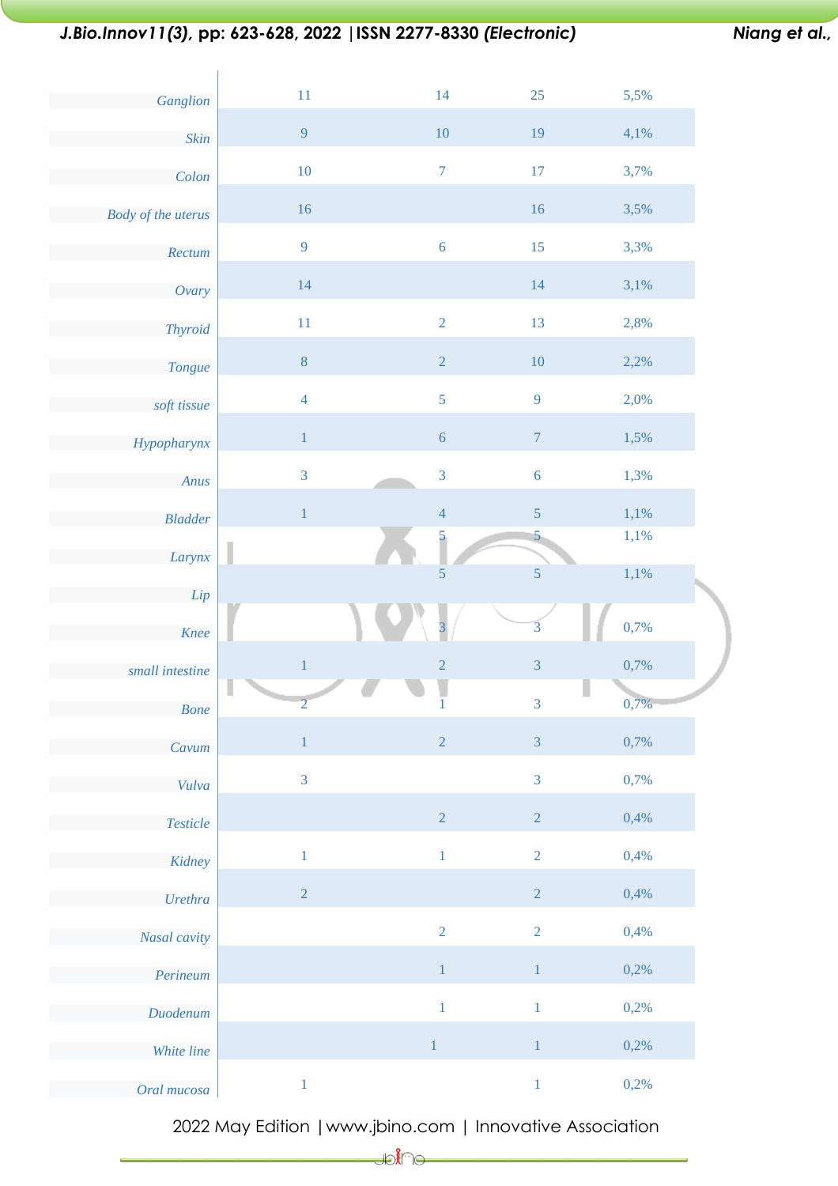| | | | | |
|---|---|---|---|---|
| Ganglion | 11 | 14 | 25 | 5,5% |
| Skin | 9 | 10 | 19 | 4,1% |
| Colon | 10 | 7 | 17 | 3,7% |
| Body of the uterus | 16 | | 16 | 3,5% |
| Rectum | 9 | 6 | 15 | 3,3% |
| Ovary | 14 | | 14 | 3,1% |
| Thyroid | 11 | 2 | 13 | 2,8% |
| Tongue | 8 | 2 | 10 | 2,2% |
| soft tissue | 4 | 5 | 9 | 2,0% |
| Hypopharynx | 1 | 6 | 7 | 1,5% |
| Anus | 3 | 3 | 6 | 1,3% |
| Bladder | 1 | 4 | 5 | 1,1% |
| Larynx | | 5 | 5 | 1,1% |
| Lip | | 5 | 5 | 1,1% |
| Knee | | 3 | 3 | 0,7% |
| small intestine | 1 | 2 | 3 | 0,7% |
| Bone | 2 | 1 | 3 | 0,7% |
| Cavum | 1 | 2 | 3 | 0,7% |
| Vulva | 3 | | 3 | 0,7% |
| Testicle | | 2 | 2 | 0,4% |
| Kidney | 1 | 1 | 2 | 0,4% |
| Urethra | 2 | | 2 | 0,4% |
| Nasal cavity | | 2 | 2 | 0,4% |
| Perineum | | 1 | 1 | 0,2% |
| Duodenum | | 1 | 1 | 0,2% |
| White line | | 1 | 1 | 0,2% |
| Oral mucosa | 1 | | 1 | 0,2% |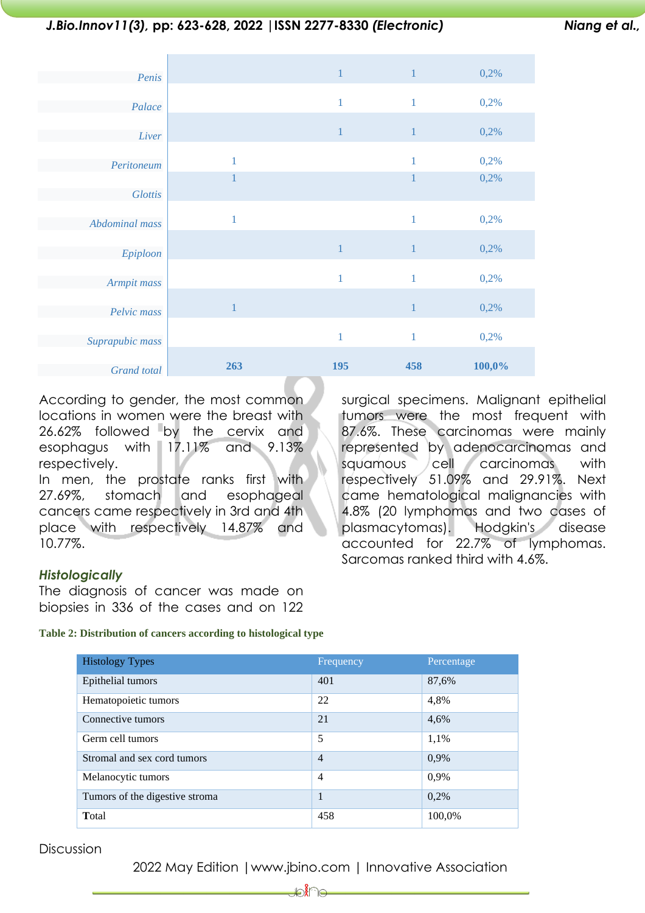| | | | | |
|---|---|---|---|---|
| *Penis* | | 1 | 1 | 0,2% |
| *Palace* | | 1 | 1 | 0,2% |
| *Liver* | | 1 | 1 | 0,2% |
| *Peritoneum* | 1 | | 1 | 0,2% |
| *Glottis* | 1 | | 1 | 0,2% |
| *Abdominal mass* | 1 | | 1 | 0,2% |
| *Epiploon* | | 1 | 1 | 0,2% |
| *Armpit mass* | | 1 | 1 | 0,2% |
| *Pelvic mass* | 1 | | 1 | 0,2% |
| *Suprapubic mass* | | 1 | 1 | 0,2% |
| *Grand total* | **263** | **195** | **458** | **100,0%** |

According to gender, the most common locations in women were the breast with 26.62% followed by the cervix and esophagus with 17.11% and 9.13% respectively.

In men, the prostate ranks first with 27.69%, stomach and esophageal cancers came respectively in 3rd and 4th place with respectively 14.87% and 10.77%.

### *Histologically*

The diagnosis of cancer was made on biopsies in 336 of the cases and on 122 surgical specimens. Malignant epithelial tumors were the most frequent with 87.6%. These carcinomas were mainly represented by adenocarcinomas and squamous cell carcinomas with respectively 51.09% and 29.91%. Next came hematological malignancies with 4.8% (20 lymphomas and two cases of plasmacytomas). Hodgkin's disease accounted for 22.7% of lymphomas. Sarcomas ranked third with 4.6%.

**Table 2: Distribution of cancers according to histological type**

| Histology Types | Frequency | Percentage |
|---|---|---|
| Epithelial tumors | 401 | 87,6% |
| Hematopoietic tumors | 22 | 4,8% |
| Connective tumors | 21 | 4,6% |
| Germ cell tumors | 5 | 1,1% |
| Stromal and sex cord tumors | 4 | 0,9% |
| Melanocytic tumors | 4 | 0,9% |
| Tumors of the digestive stroma | 1 | 0,2% |
| **T**otal | 458 | 100,0% |

Discussion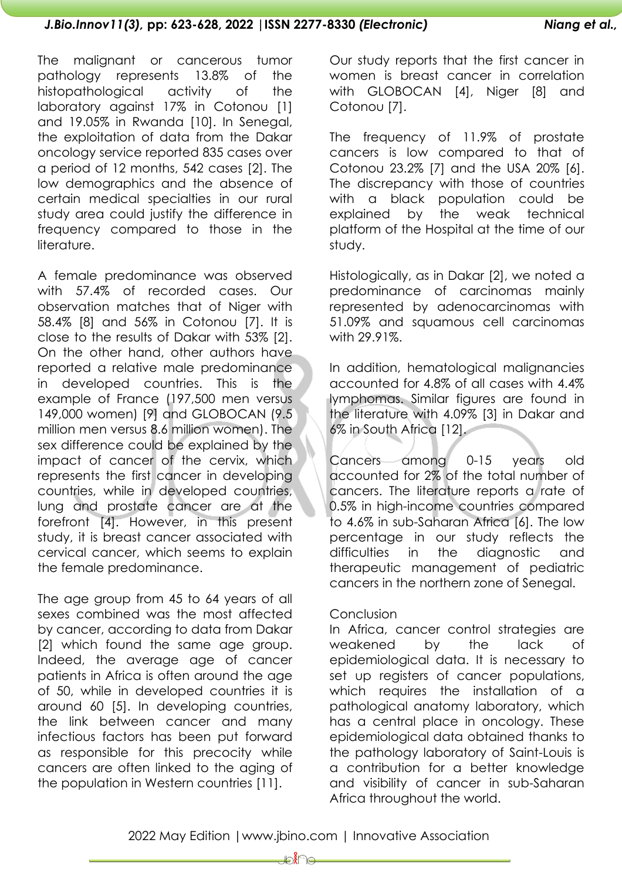The malignant or cancerous tumor pathology represents 13.8% of the histopathological activity of the laboratory against 17% in Cotonou [1] and 19.05% in Rwanda [10]. In Senegal, the exploitation of data from the Dakar oncology service reported 835 cases over a period of 12 months, 542 cases [2]. The low demographics and the absence of certain medical specialties in our rural study area could justify the difference in frequency compared to those in the literature.

A female predominance was observed with 57.4% of recorded cases. Our observation matches that of Niger with 58.4% [8] and 56% in Cotonou [7]. It is close to the results of Dakar with 53% [2]. On the other hand, other authors have reported a relative male predominance in developed countries. This is the example of France (197,500 men versus 149,000 women) [9] and GLOBOCAN (9.5 million men versus 8.6 million women). The sex difference could be explained by the impact of cancer of the cervix, which represents the first cancer in developing countries, while in developed countries, lung and prostate cancer are at the forefront [4]. However, in this present study, it is breast cancer associated with cervical cancer, which seems to explain the female predominance.

The age group from 45 to 64 years of all sexes combined was the most affected by cancer, according to data from Dakar [2] which found the same age group. Indeed, the average age of cancer patients in Africa is often around the age of 50, while in developed countries it is around 60 [5]. In developing countries, the link between cancer and many infectious factors has been put forward as responsible for this precocity while cancers are often linked to the aging of the population in Western countries [11].

Our study reports that the first cancer in women is breast cancer in correlation with GLOBOCAN [4], Niger [8] and Cotonou [7].

The frequency of 11.9% of prostate cancers is low compared to that of Cotonou 23.2% [7] and the USA 20% [6]. The discrepancy with those of countries with a black population could be explained by the weak technical platform of the Hospital at the time of our study.

Histologically, as in Dakar [2], we noted a predominance of carcinomas mainly represented by adenocarcinomas with 51.09% and squamous cell carcinomas with 29.91%.

In addition, hematological malignancies accounted for 4.8% of all cases with 4.4% lymphomas. Similar figures are found in the literature with 4.09% [3] in Dakar and 6% in South Africa [12].

Cancers among 0-15 years old accounted for 2% of the total number of cancers. The literature reports a rate of 0.5% in high-income countries compared to 4.6% in sub-Saharan Africa [6]. The low percentage in our study reflects the difficulties in the diagnostic and therapeutic management of pediatric cancers in the northern zone of Senegal.

## Conclusion

In Africa, cancer control strategies are weakened by the lack of epidemiological data. It is necessary to set up registers of cancer populations, which requires the installation of a pathological anatomy laboratory, which has a central place in oncology. These epidemiological data obtained thanks to the pathology laboratory of Saint-Louis is a contribution for a better knowledge and visibility of cancer in sub-Saharan Africa throughout the world.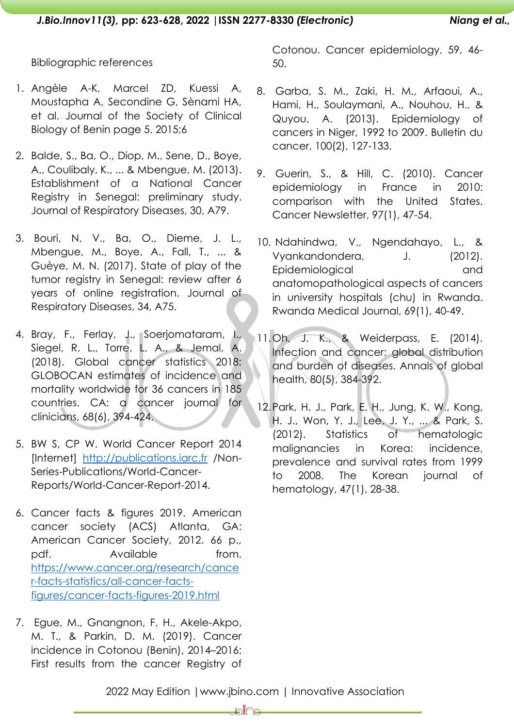Bibliographic references

1. Angèle A-K, Marcel ZD, Kuessi A, Moustapha A, Secondine G, Sènami HA, et al. Journal of the Society of Clinical Biology of Benin page 5. 2015;6

2. Balde, S., Ba, O., Diop, M., Sene, D., Boye, A., Coulibaly, K., ... & Mbengue, M. (2013). Establishment of a National Cancer Registry in Senegal: preliminary study. Journal of Respiratory Diseases, 30, A79.

3. Bouri, N. V., Ba, O., Dieme, J. L., Mbengue, M., Boye, A., Fall, T., ... & Guèye, M. N. (2017). State of play of the tumor registry in Senegal: review after 6 years of online registration. Journal of Respiratory Diseases, 34, A75.

4. Bray, F., Ferlay, J., Soerjomataram, I., Siegel, R. L., Torre, L. A., & Jemal, A. (2018). Global cancer statistics 2018: GLOBOCAN estimates of incidence and mortality worldwide for 36 cancers in 185 countries. CA: a cancer journal for clinicians, 68(6), 394-424.

5. BW S, CP W. World Cancer Report 2014 [Internet] http://publications.iarc.fr /Non-Series-Publications/World-Cancer-Reports/World-Cancer-Report-2014.

6. Cancer facts & figures 2019. American cancer society (ACS) Atlanta, GA: American Cancer Society, 2012. 66 p., pdf. Available from. https://www.cancer.org/research/cancer-facts-statistics/all-cancer-facts-figures/cancer-facts-figures-2019.html

7. Egue, M., Gnangnon, F. H., Akele-Akpo, M. T., & Parkin, D. M. (2019). Cancer incidence in Cotonou (Benin), 2014–2016: First results from the cancer Registry of Cotonou. Cancer epidemiology, 59, 46-50.

8. Garba, S. M., Zaki, H. M., Arfaoui, A., Hami, H., Soulaymani, A., Nouhou, H., & Quyou, A. (2013). Epidemiology of cancers in Niger, 1992 to 2009. Bulletin du cancer, 100(2), 127-133.

9. Guerin, S., & Hill, C. (2010). Cancer epidemiology in France in 2010: comparison with the United States. Cancer Newsletter, 97(1), 47-54.

10. Ndahindwa, V., Ngendahayo, L., & Vyankandondera, J. (2012). Epidemiological and anatomopathological aspects of cancers in university hospitals (chu) in Rwanda. Rwanda Medical Journal, 69(1), 40-49.

11. Oh, J. K., & Weiderpass, E. (2014). Infection and cancer: global distribution and burden of diseases. Annals of global health, 80(5), 384-392.

12. Park, H. J., Park, E. H., Jung, K. W., Kong, H. J., Won, Y. J., Lee, J. Y., ... & Park, S. (2012). Statistics of hematologic malignancies in Korea: incidence, prevalence and survival rates from 1999 to 2008. The Korean journal of hematology, 47(1), 28-38.